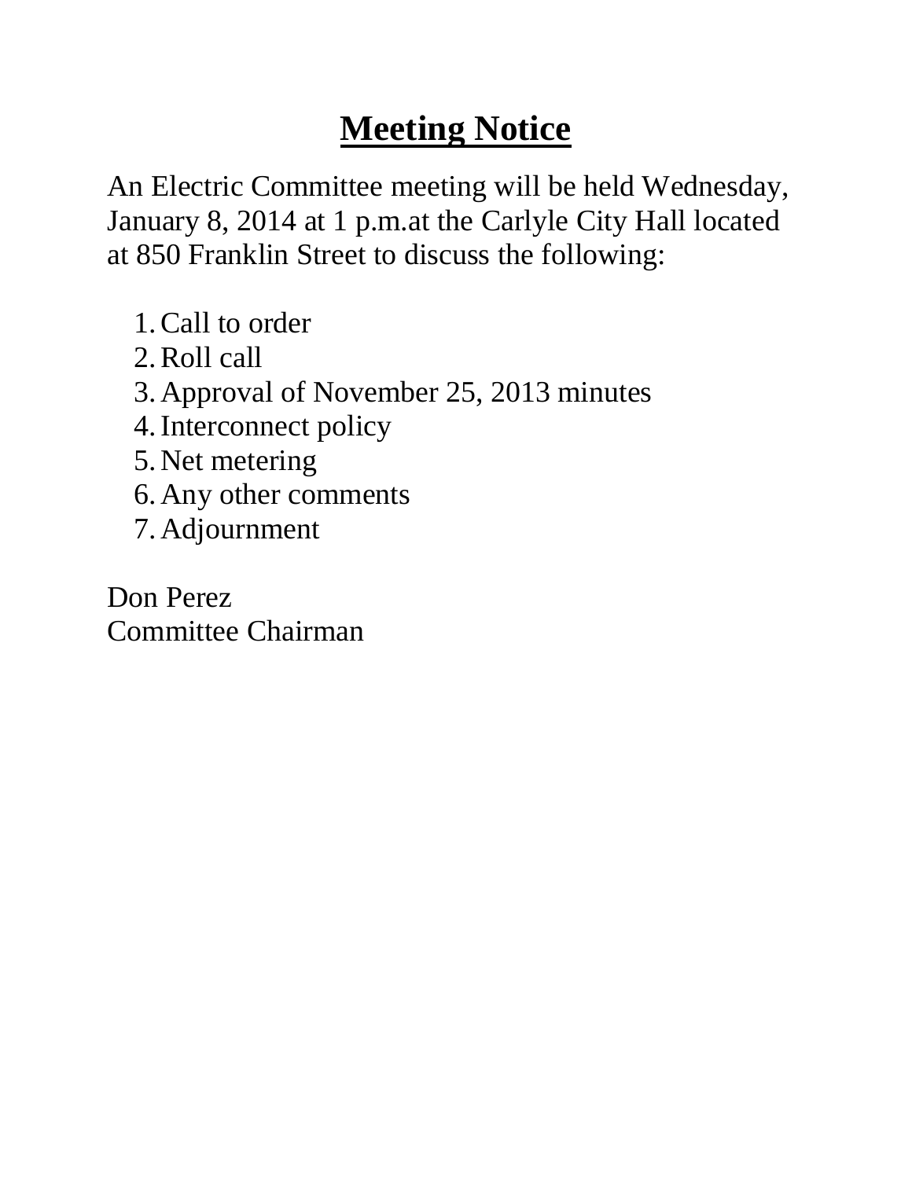# Meeting Notice

An Electric Committee meeting will be held Wednesday, January 8, 2014 at 1 p.m.at the Carlyle City Hall located at 850 Franklin Street to discuss the following:

1. Call to order
2. Roll call
3. Approval of November 25, 2013 minutes
4. Interconnect policy
5. Net metering
6. Any other comments
7. Adjournment

Don Perez
Committee Chairman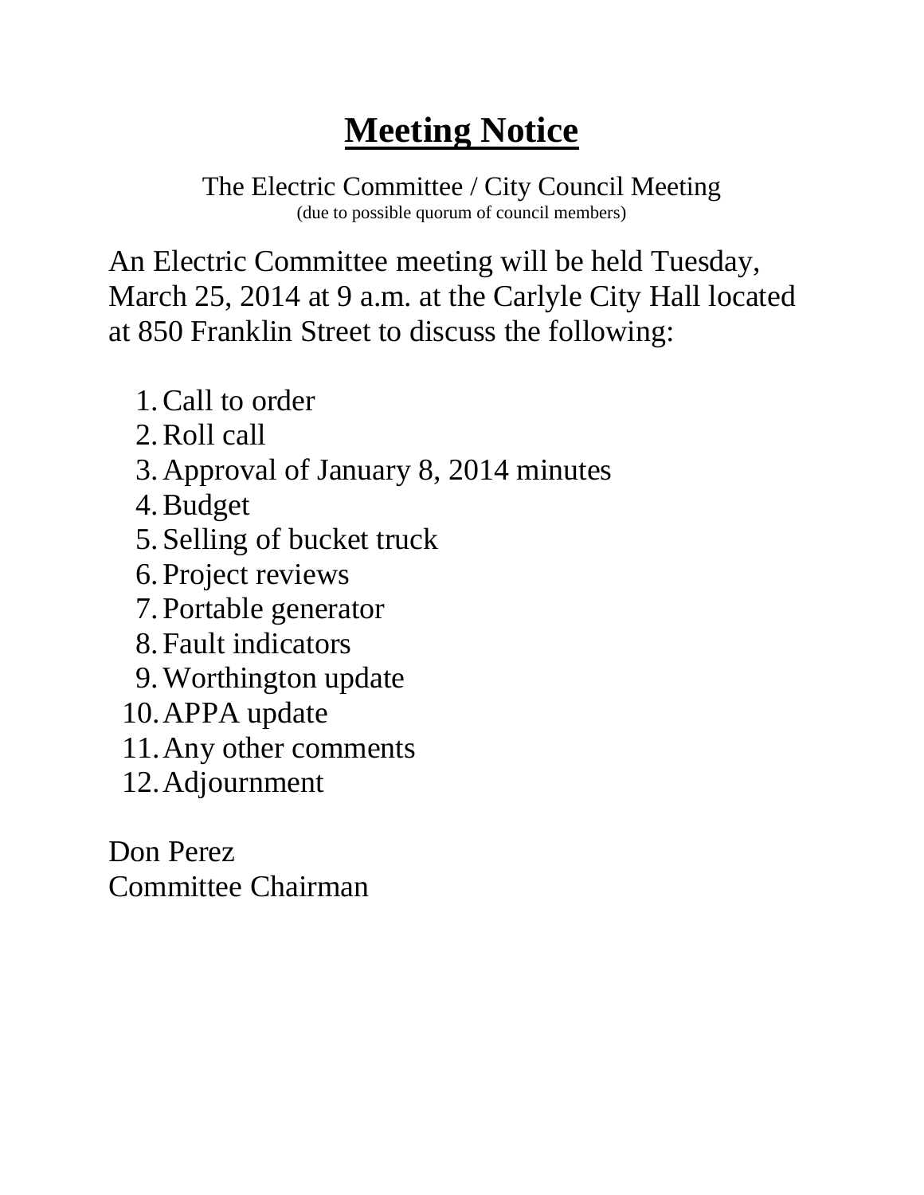# Meeting Notice

The Electric Committee / City Council Meeting
(due to possible quorum of council members)

An Electric Committee meeting will be held Tuesday, March 25, 2014 at 9 a.m. at the Carlyle City Hall located at 850 Franklin Street to discuss the following:

1. Call to order
2. Roll call
3. Approval of January 8, 2014 minutes
4. Budget
5. Selling of bucket truck
6. Project reviews
7. Portable generator
8. Fault indicators
9. Worthington update
10. APPA update
11. Any other comments
12. Adjournment

Don Perez
Committee Chairman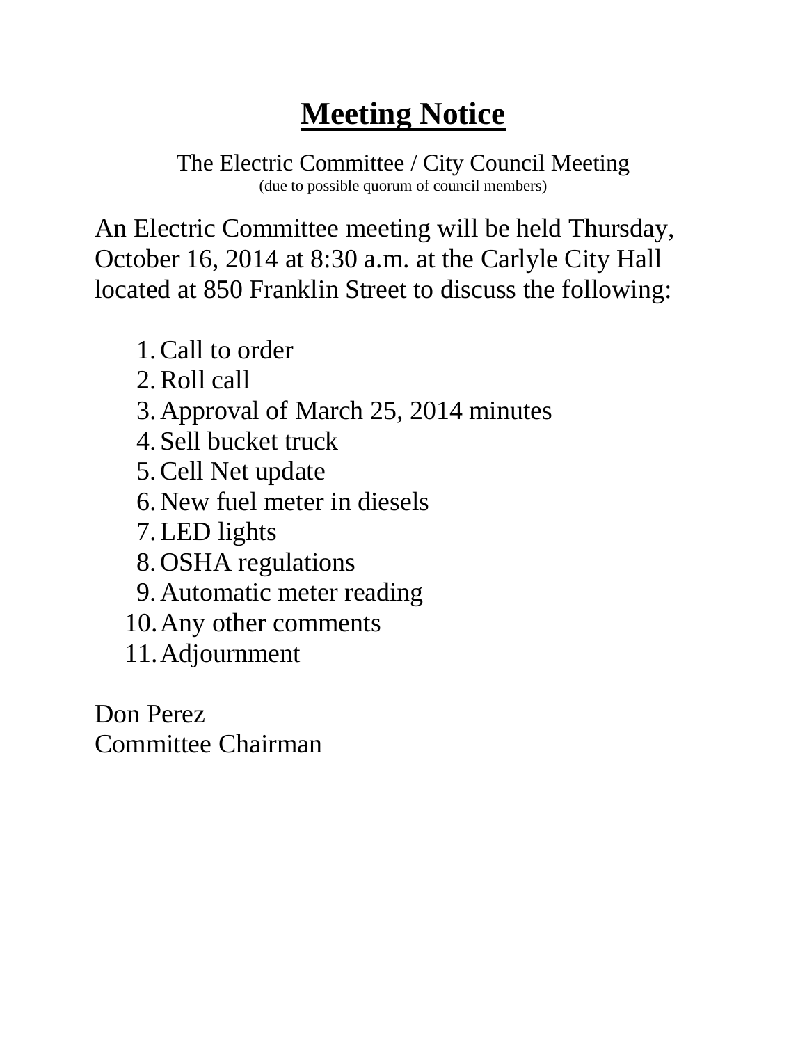# Meeting Notice

The Electric Committee / City Council Meeting
(due to possible quorum of council members)

An Electric Committee meeting will be held Thursday, October 16, 2014 at 8:30 a.m. at the Carlyle City Hall located at 850 Franklin Street to discuss the following:

1. Call to order
2. Roll call
3. Approval of March 25, 2014 minutes
4. Sell bucket truck
5. Cell Net update
6. New fuel meter in diesels
7. LED lights
8. OSHA regulations
9. Automatic meter reading
10. Any other comments
11. Adjournment

Don Perez
Committee Chairman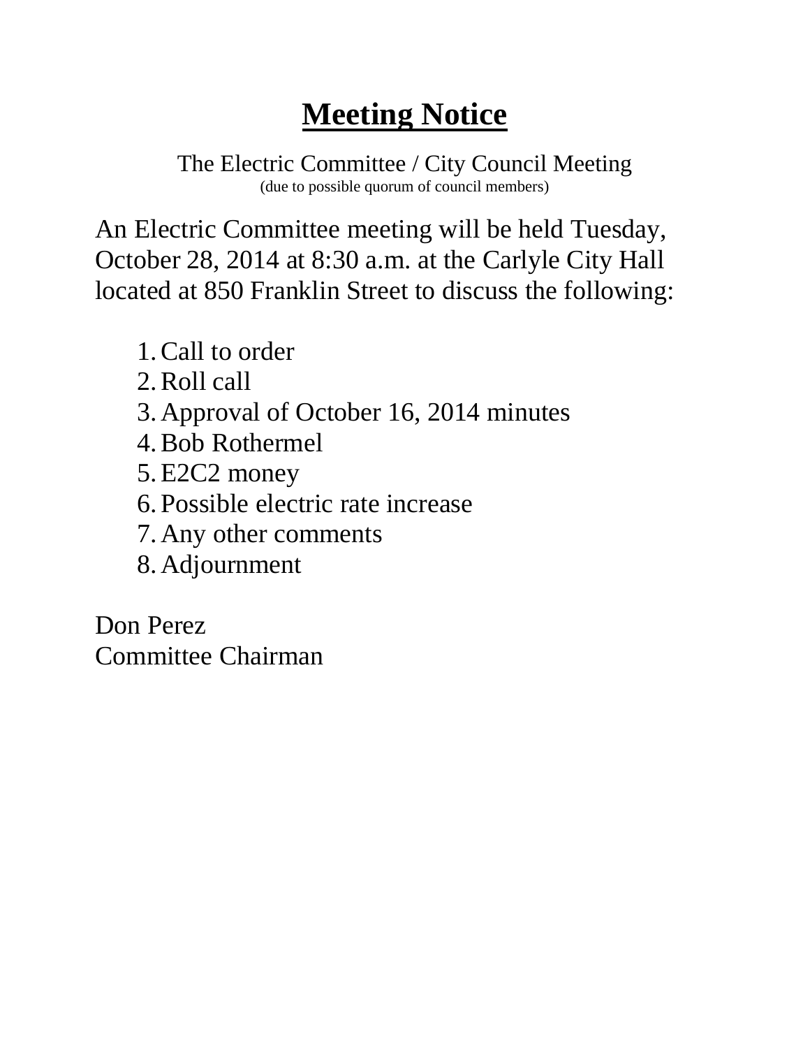# Meeting Notice

The Electric Committee / City Council Meeting
(due to possible quorum of council members)

An Electric Committee meeting will be held Tuesday, October 28, 2014 at 8:30 a.m. at the Carlyle City Hall located at 850 Franklin Street to discuss the following:

1. Call to order
2. Roll call
3. Approval of October 16, 2014 minutes
4. Bob Rothermel
5. E2C2 money
6. Possible electric rate increase
7. Any other comments
8. Adjournment

Don Perez
Committee Chairman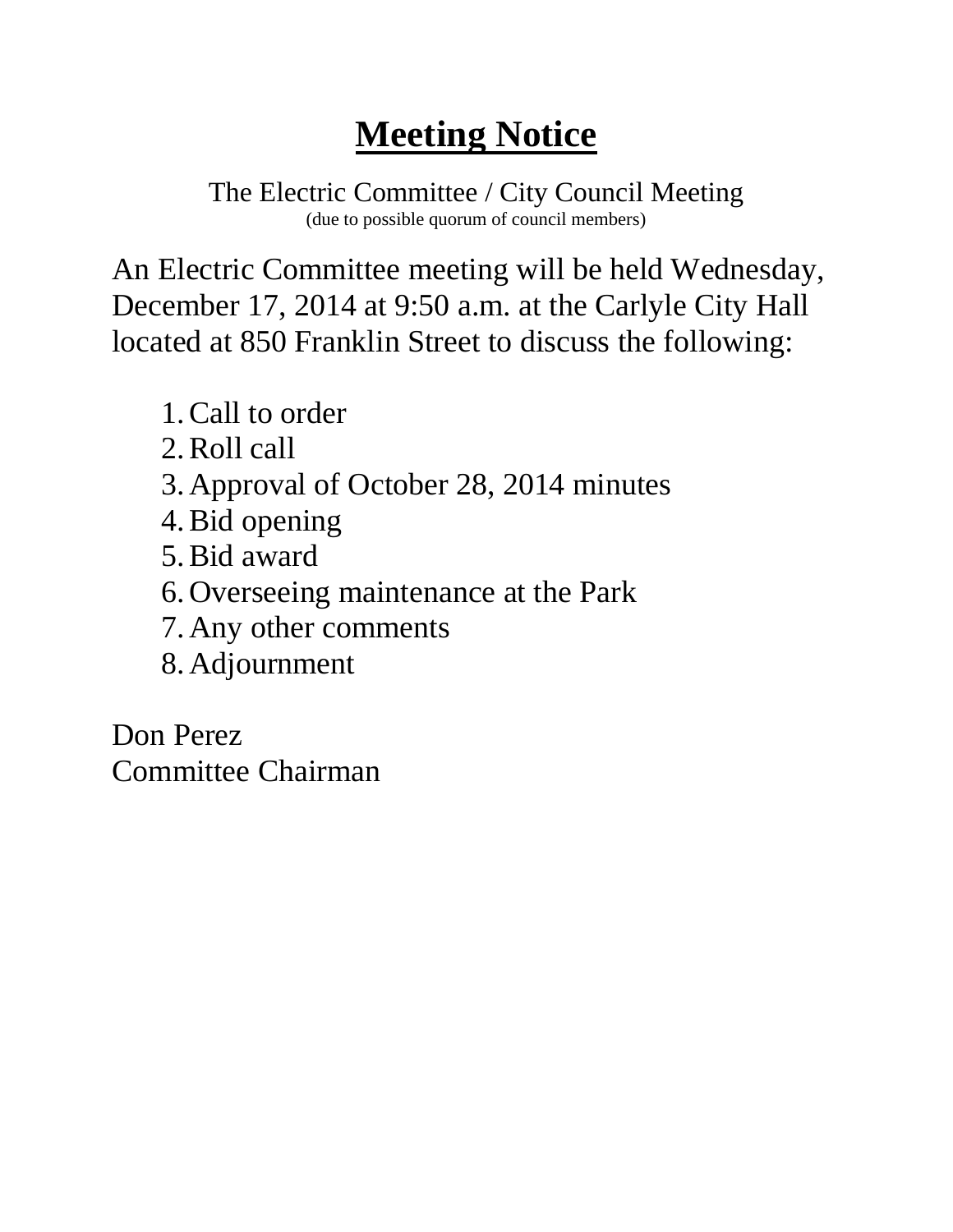# Meeting Notice

The Electric Committee / City Council Meeting
(due to possible quorum of council members)

An Electric Committee meeting will be held Wednesday, December 17, 2014 at 9:50 a.m. at the Carlyle City Hall located at 850 Franklin Street to discuss the following:

1. Call to order
2. Roll call
3. Approval of October 28, 2014 minutes
4. Bid opening
5. Bid award
6. Overseeing maintenance at the Park
7. Any other comments
8. Adjournment

Don Perez
Committee Chairman